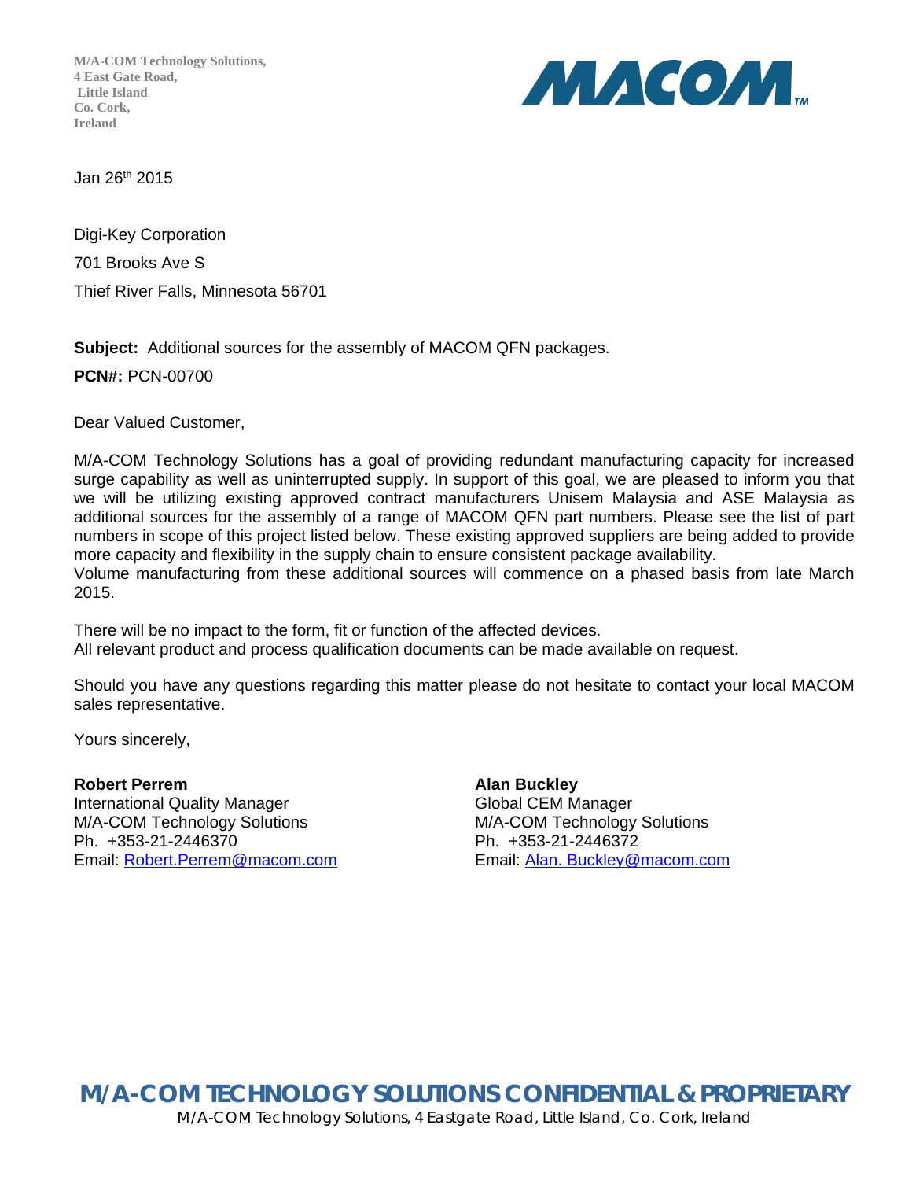**M/A-COM Technology Solutions,**
**4 East Gate Road,**
**Little Island**
**Co. Cork,**
**Ireland**

MACOM™

Jan 26th 2015

Digi-Key Corporation

701 Brooks Ave S

Thief River Falls, Minnesota 56701

**Subject:** Additional sources for the assembly of MACOM QFN packages.

**PCN#:** PCN-00700

Dear Valued Customer,

M/A-COM Technology Solutions has a goal of providing redundant manufacturing capacity for increased surge capability as well as uninterrupted supply. In support of this goal, we are pleased to inform you that we will be utilizing existing approved contract manufacturers Unisem Malaysia and ASE Malaysia as additional sources for the assembly of a range of MACOM QFN part numbers. Please see the list of part numbers in scope of this project listed below. These existing approved suppliers are being added to provide more capacity and flexibility in the supply chain to ensure consistent package availability.
Volume manufacturing from these additional sources will commence on a phased basis from late March 2015.

There will be no impact to the form, fit or function of the affected devices.
All relevant product and process qualification documents can be made available on request.

Should you have any questions regarding this matter please do not hesitate to contact your local MACOM sales representative.

Yours sincerely,

**Robert Perrem**
International Quality Manager
M/A-COM Technology Solutions
Ph. +353-21-2446370
Email: Robert.Perrem@macom.com

**Alan Buckley**
Global CEM Manager
M/A-COM Technology Solutions
Ph. +353-21-2446372
Email: Alan. Buckley@macom.com

**M/A-COM TECHNOLOGY SOLUTIONS CONFIDENTIAL & PROPRIETARY**
M/A-COM Technology Solutions, 4 Eastgate Road, Little Island, Co. Cork, Ireland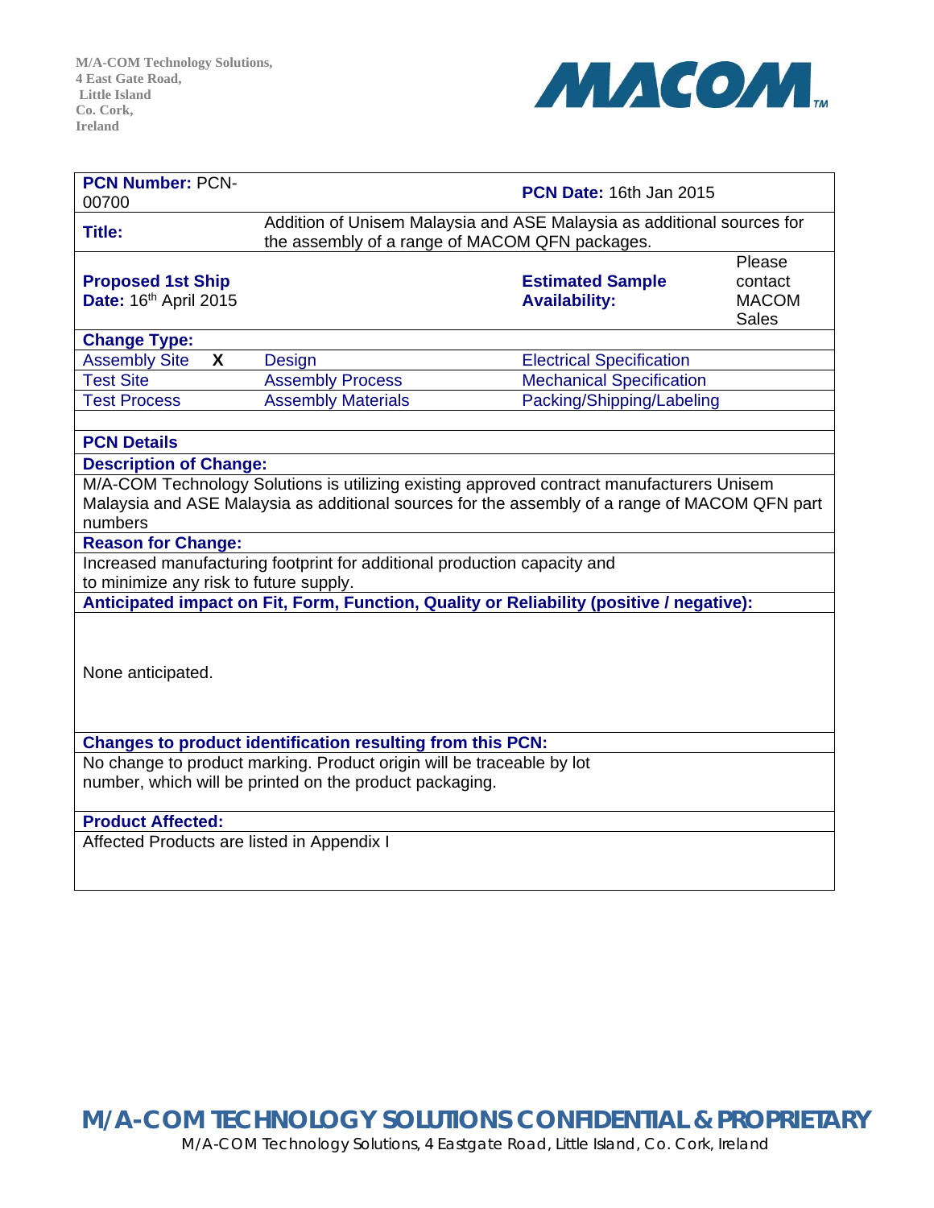M/A-COM Technology Solutions,
4 East Gate Road,
Little Island
Co. Cork,
Ireland

| **PCN Number:** PCN-00700 | | **PCN Date:** 16th Jan 2015 | |
|---|---|---|---|
| **Title:** | Addition of Unisem Malaysia and ASE Malaysia as additional sources for the assembly of a range of MACOM QFN packages. | | |
| **Proposed 1st Ship Date:** 16th April 2015 | | **Estimated Sample Availability:** | Please contact MACOM Sales |
| **Change Type:** | | | |
| Assembly Site **X** | Design | Electrical Specification | |
| Test Site | Assembly Process | Mechanical Specification | |
| Test Process | Assembly Materials | Packing/Shipping/Labeling | |

**PCN Details**

**Description of Change:**

M/A-COM Technology Solutions is utilizing existing approved contract manufacturers Unisem Malaysia and ASE Malaysia as additional sources for the assembly of a range of MACOM QFN part numbers

**Reason for Change:**

Increased manufacturing footprint for additional production capacity and to minimize any risk to future supply.

**Anticipated impact on Fit, Form, Function, Quality or Reliability (positive / negative):**

None anticipated.

**Changes to product identification resulting from this PCN:**

No change to product marking. Product origin will be traceable by lot number, which will be printed on the product packaging.

**Product Affected:**

Affected Products are listed in Appendix I

**M/A-COM TECHNOLOGY SOLUTIONS CONFIDENTIAL & PROPRIETARY**
M/A-COM Technology Solutions, 4 Eastgate Road, Little Island, Co. Cork, Ireland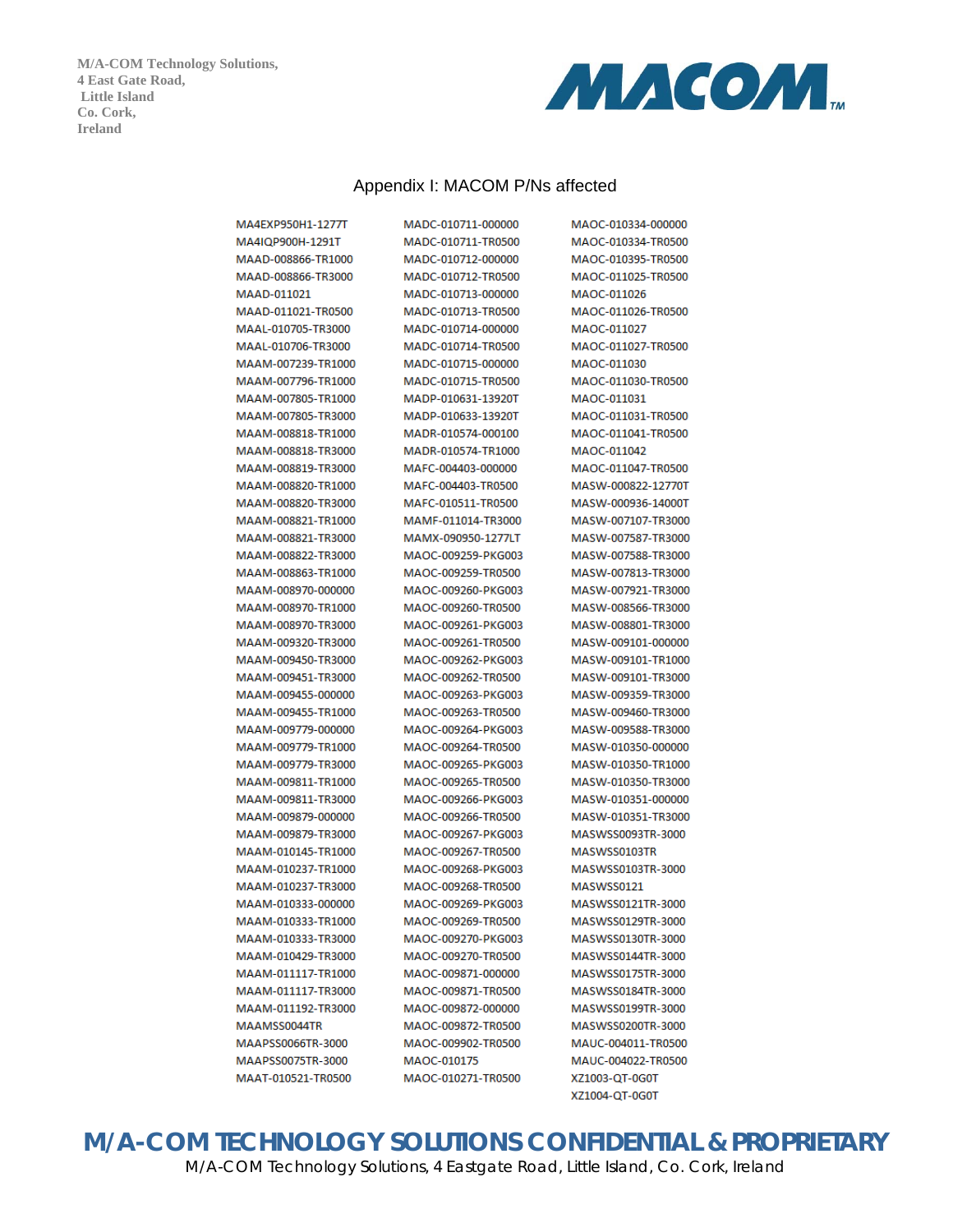M/A-COM Technology Solutions,
4 East Gate Road,
Little Island
Co. Cork,
Ireland

MACOM™

## Appendix I: MACOM P/Ns affected

| | | |
|---|---|---|
| MA4EXP950H1-1277T | MADC-010711-000000 | MAOC-010334-000000 |
| MA4IQP900H-1291T | MADC-010711-TR0500 | MAOC-010334-TR0500 |
| MAAD-008866-TR1000 | MADC-010712-000000 | MAOC-010395-TR0500 |
| MAAD-008866-TR3000 | MADC-010712-TR0500 | MAOC-011025-TR0500 |
| MAAD-011021 | MADC-010713-000000 | MAOC-011026 |
| MAAD-011021-TR0500 | MADC-010713-TR0500 | MAOC-011026-TR0500 |
| MAAL-010705-TR3000 | MADC-010714-000000 | MAOC-011027 |
| MAAL-010706-TR3000 | MADC-010714-TR0500 | MAOC-011027-TR0500 |
| MAAM-007239-TR1000 | MADC-010715-000000 | MAOC-011030 |
| MAAM-007796-TR1000 | MADC-010715-TR0500 | MAOC-011030-TR0500 |
| MAAM-007805-TR1000 | MADP-010631-13920T | MAOC-011031 |
| MAAM-007805-TR3000 | MADP-010633-13920T | MAOC-011031-TR0500 |
| MAAM-008818-TR1000 | MADR-010574-000100 | MAOC-011041-TR0500 |
| MAAM-008818-TR3000 | MADR-010574-TR1000 | MAOC-011042 |
| MAAM-008819-TR3000 | MAFC-004403-000000 | MAOC-011047-TR0500 |
| MAAM-008820-TR1000 | MAFC-004403-TR0500 | MASW-000822-12770T |
| MAAM-008820-TR3000 | MAFC-010511-TR0500 | MASW-000936-14000T |
| MAAM-008821-TR1000 | MAMF-011014-TR3000 | MASW-007107-TR3000 |
| MAAM-008821-TR3000 | MAMX-090950-1277LT | MASW-007587-TR3000 |
| MAAM-008822-TR3000 | MAOC-009259-PKG003 | MASW-007588-TR3000 |
| MAAM-008863-TR1000 | MAOC-009259-TR0500 | MASW-007813-TR3000 |
| MAAM-008970-000000 | MAOC-009260-PKG003 | MASW-007921-TR3000 |
| MAAM-008970-TR1000 | MAOC-009260-TR0500 | MASW-008566-TR3000 |
| MAAM-008970-TR3000 | MAOC-009261-PKG003 | MASW-008801-TR3000 |
| MAAM-009320-TR3000 | MAOC-009261-TR0500 | MASW-009101-000000 |
| MAAM-009450-TR3000 | MAOC-009262-PKG003 | MASW-009101-TR1000 |
| MAAM-009451-TR3000 | MAOC-009262-TR0500 | MASW-009101-TR3000 |
| MAAM-009455-000000 | MAOC-009263-PKG003 | MASW-009359-TR3000 |
| MAAM-009455-TR1000 | MAOC-009263-TR0500 | MASW-009460-TR3000 |
| MAAM-009779-000000 | MAOC-009264-PKG003 | MASW-009588-TR3000 |
| MAAM-009779-TR1000 | MAOC-009264-TR0500 | MASW-010350-000000 |
| MAAM-009779-TR3000 | MAOC-009265-PKG003 | MASW-010350-TR1000 |
| MAAM-009811-TR1000 | MAOC-009265-TR0500 | MASW-010350-TR3000 |
| MAAM-009811-TR3000 | MAOC-009266-PKG003 | MASW-010351-000000 |
| MAAM-009879-000000 | MAOC-009266-TR0500 | MASW-010351-TR3000 |
| MAAM-009879-TR3000 | MAOC-009267-PKG003 | MASWSS0093TR-3000 |
| MAAM-010145-TR1000 | MAOC-009267-TR0500 | MASWSS0103TR |
| MAAM-010237-TR1000 | MAOC-009268-PKG003 | MASWSS0103TR-3000 |
| MAAM-010237-TR3000 | MAOC-009268-TR0500 | MASWSS0121 |
| MAAM-010333-000000 | MAOC-009269-PKG003 | MASWSS0121TR-3000 |
| MAAM-010333-TR1000 | MAOC-009269-TR0500 | MASWSS0129TR-3000 |
| MAAM-010333-TR3000 | MAOC-009270-PKG003 | MASWSS0130TR-3000 |
| MAAM-010429-TR3000 | MAOC-009270-TR0500 | MASWSS0144TR-3000 |
| MAAM-011117-TR1000 | MAOC-009871-000000 | MASWSS0175TR-3000 |
| MAAM-011117-TR3000 | MAOC-009871-TR0500 | MASWSS0184TR-3000 |
| MAAM-011192-TR3000 | MAOC-009872-000000 | MASWSS0199TR-3000 |
| MAAMSS0044TR | MAOC-009872-TR0500 | MASWSS0200TR-3000 |
| MAAPSS0066TR-3000 | MAOC-009902-TR0500 | MAUC-004011-TR0500 |
| MAAPSS0075TR-3000 | MAOC-010175 | MAUC-004022-TR0500 |
| MAAT-010521-TR0500 | MAOC-010271-TR0500 | XZ1003-QT-0G0T |
| | | XZ1004-QT-0G0T |

**M/A-COM TECHNOLOGY SOLUTIONS CONFIDENTIAL & PROPRIETARY**

M/A-COM Technology Solutions, 4 Eastgate Road, Little Island, Co. Cork, Ireland